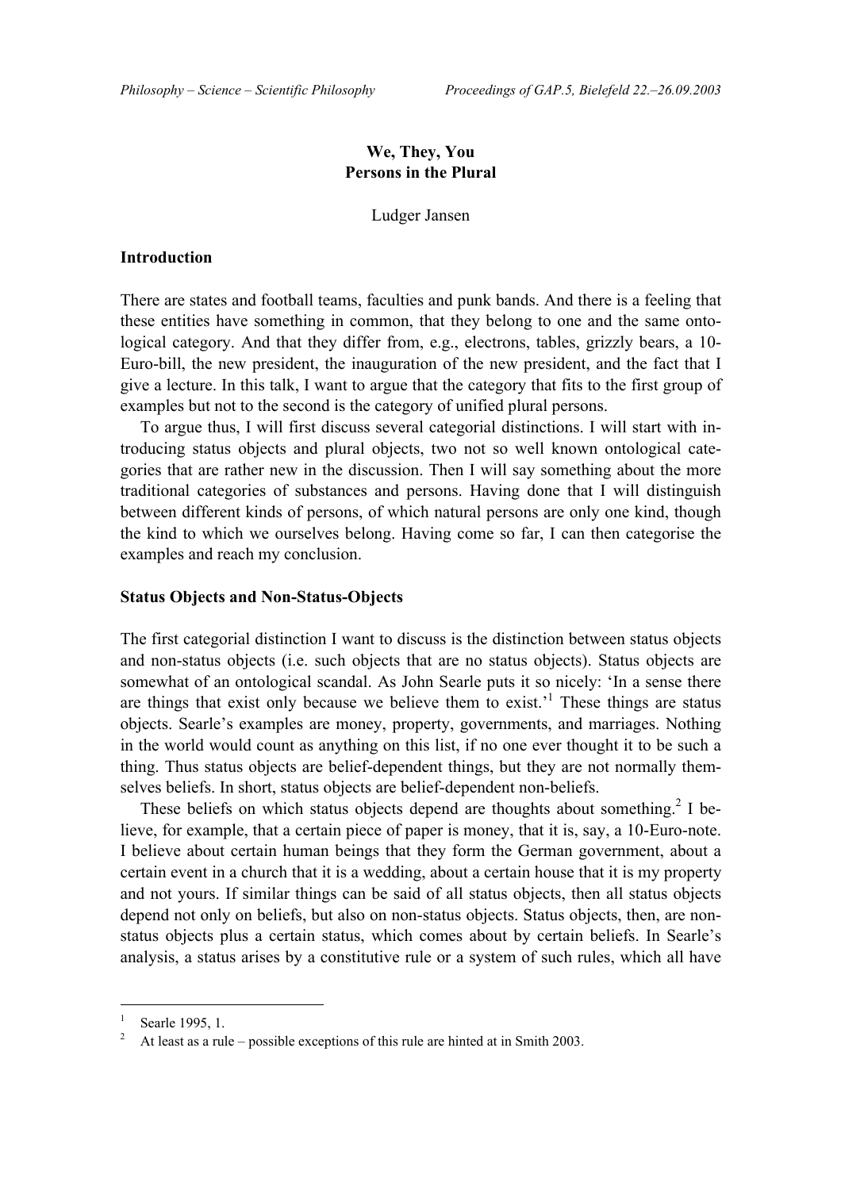# We, They, You
## Persons in the Plural

Ludger Jansen

### Introduction

There are states and football teams, faculties and punk bands. And there is a feeling that these entities have something in common, that they belong to one and the same ontological category. And that they differ from, e.g., electrons, tables, grizzly bears, a 10-Euro-bill, the new president, the inauguration of the new president, and the fact that I give a lecture. In this talk, I want to argue that the category that fits to the first group of examples but not to the second is the category of unified plural persons.

To argue thus, I will first discuss several categorial distinctions. I will start with introducing status objects and plural objects, two not so well known ontological categories that are rather new in the discussion. Then I will say something about the more traditional categories of substances and persons. Having done that I will distinguish between different kinds of persons, of which natural persons are only one kind, though the kind to which we ourselves belong. Having come so far, I can then categorise the examples and reach my conclusion.

### Status Objects and Non-Status-Objects

The first categorial distinction I want to discuss is the distinction between status objects and non-status objects (i.e. such objects that are no status objects). Status objects are somewhat of an ontological scandal. As John Searle puts it so nicely: 'In a sense there are things that exist only because we believe them to exist.'[1] These things are status objects. Searle's examples are money, property, governments, and marriages. Nothing in the world would count as anything on this list, if no one ever thought it to be such a thing. Thus status objects are belief-dependent things, but they are not normally themselves beliefs. In short, status objects are belief-dependent non-beliefs.

These beliefs on which status objects depend are thoughts about something.[2] I believe, for example, that a certain piece of paper is money, that it is, say, a 10-Euro-note. I believe about certain human beings that they form the German government, about a certain event in a church that it is a wedding, about a certain house that it is my property and not yours. If similar things can be said of all status objects, then all status objects depend not only on beliefs, but also on non-status objects. Status objects, then, are non-status objects plus a certain status, which comes about by certain beliefs. In Searle's analysis, a status arises by a constitutive rule or a system of such rules, which all have

---

[1] Searle 1995, 1.

[2] At least as a rule – possible exceptions of this rule are hinted at in Smith 2003.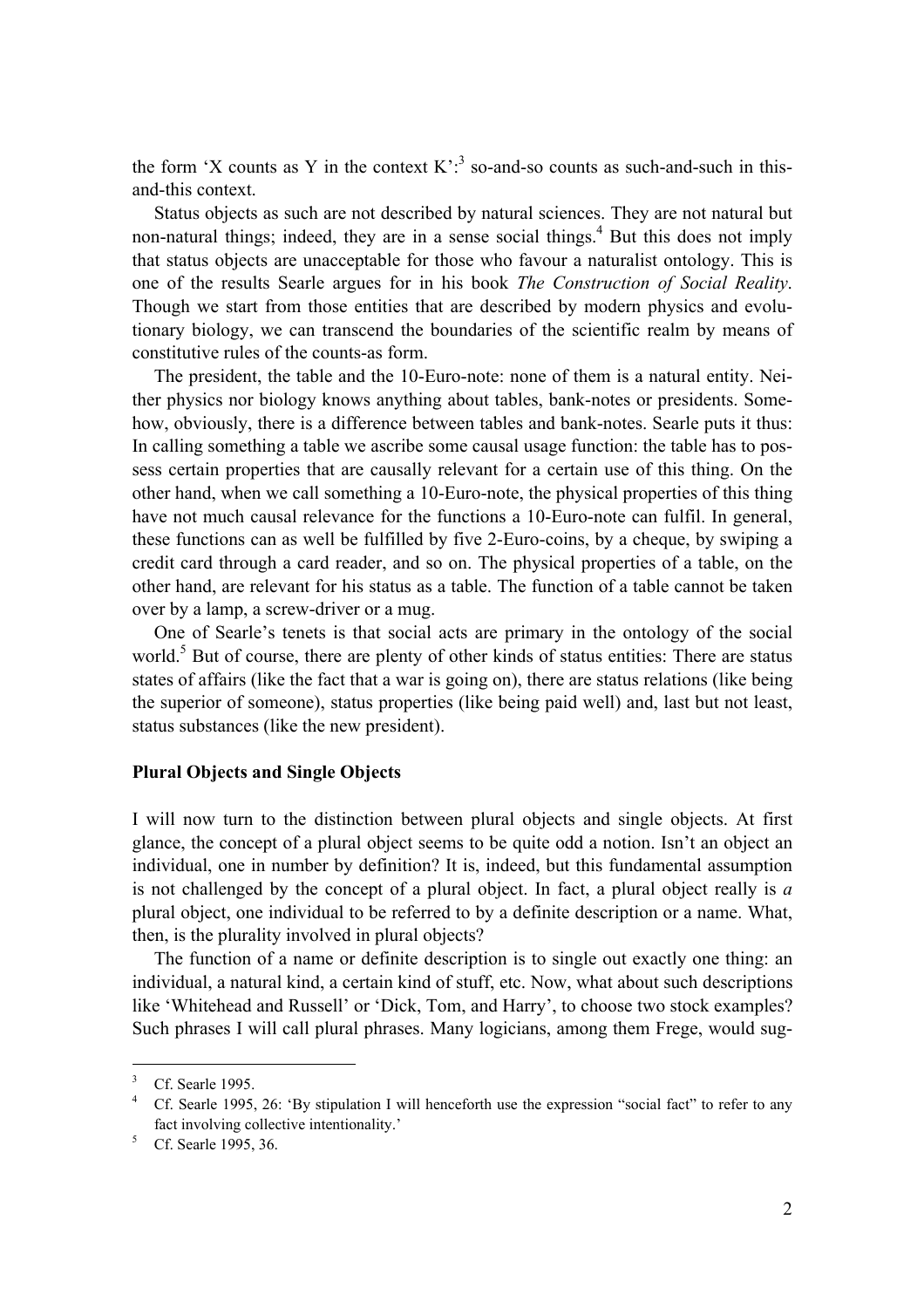the form 'X counts as Y in the context K':[3] so-and-so counts as such-and-such in this-and-this context.

Status objects as such are not described by natural sciences. They are not natural but non-natural things; indeed, they are in a sense social things.[4] But this does not imply that status objects are unacceptable for those who favour a naturalist ontology. This is one of the results Searle argues for in his book *The Construction of Social Reality*. Though we start from those entities that are described by modern physics and evolutionary biology, we can transcend the boundaries of the scientific realm by means of constitutive rules of the counts-as form.

The president, the table and the 10-Euro-note: none of them is a natural entity. Neither physics nor biology knows anything about tables, bank-notes or presidents. Somehow, obviously, there is a difference between tables and bank-notes. Searle puts it thus: In calling something a table we ascribe some causal usage function: the table has to possess certain properties that are causally relevant for a certain use of this thing. On the other hand, when we call something a 10-Euro-note, the physical properties of this thing have not much causal relevance for the functions a 10-Euro-note can fulfil. In general, these functions can as well be fulfilled by five 2-Euro-coins, by a cheque, by swiping a credit card through a card reader, and so on. The physical properties of a table, on the other hand, are relevant for his status as a table. The function of a table cannot be taken over by a lamp, a screw-driver or a mug.

One of Searle's tenets is that social acts are primary in the ontology of the social world.[5] But of course, there are plenty of other kinds of status entities: There are status states of affairs (like the fact that a war is going on), there are status relations (like being the superior of someone), status properties (like being paid well) and, last but not least, status substances (like the new president).

### Plural Objects and Single Objects

I will now turn to the distinction between plural objects and single objects. At first glance, the concept of a plural object seems to be quite odd a notion. Isn't an object an individual, one in number by definition? It is, indeed, but this fundamental assumption is not challenged by the concept of a plural object. In fact, a plural object really is *a* plural object, one individual to be referred to by a definite description or a name. What, then, is the plurality involved in plural objects?

The function of a name or definite description is to single out exactly one thing: an individual, a natural kind, a certain kind of stuff, etc. Now, what about such descriptions like 'Whitehead and Russell' or 'Dick, Tom, and Harry', to choose two stock examples? Such phrases I will call plural phrases. Many logicians, among them Frege, would sug-

---

[3] Cf. Searle 1995.

[4] Cf. Searle 1995, 26: 'By stipulation I will henceforth use the expression "social fact" to refer to any fact involving collective intentionality.'

[5] Cf. Searle 1995, 36.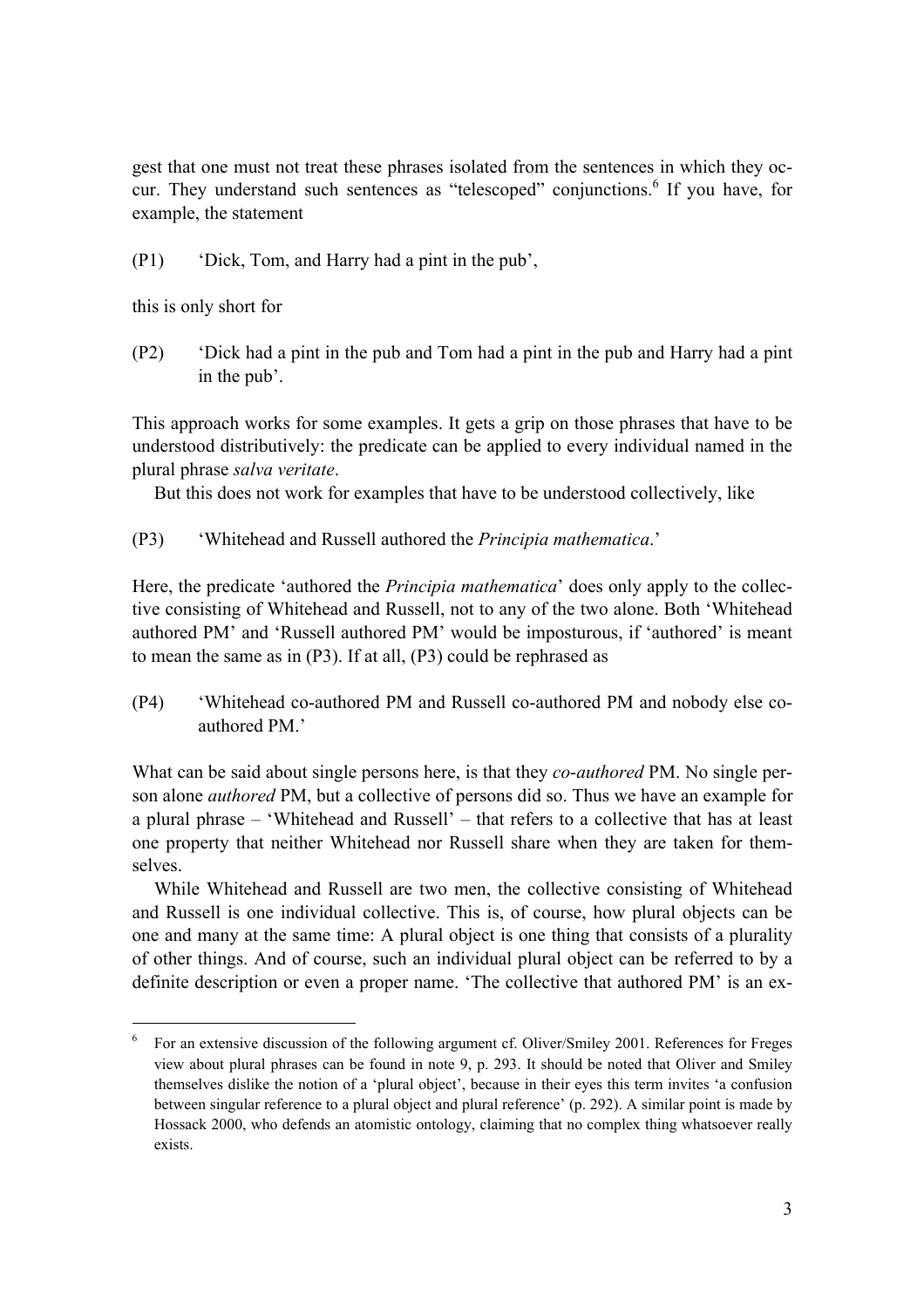gest that one must not treat these phrases isolated from the sentences in which they occur. They understand such sentences as "telescoped" conjunctions.[6] If you have, for example, the statement

(P1) 'Dick, Tom, and Harry had a pint in the pub',

this is only short for

(P2) 'Dick had a pint in the pub and Tom had a pint in the pub and Harry had a pint in the pub'.

This approach works for some examples. It gets a grip on those phrases that have to be understood distributively: the predicate can be applied to every individual named in the plural phrase *salva veritate*.

But this does not work for examples that have to be understood collectively, like

(P3) 'Whitehead and Russell authored the *Principia mathematica*.'

Here, the predicate 'authored the *Principia mathematica*' does only apply to the collective consisting of Whitehead and Russell, not to any of the two alone. Both 'Whitehead authored PM' and 'Russell authored PM' would be imposturous, if 'authored' is meant to mean the same as in (P3). If at all, (P3) could be rephrased as

(P4) 'Whitehead co-authored PM and Russell co-authored PM and nobody else co-authored PM.'

What can be said about single persons here, is that they *co-authored* PM. No single person alone *authored* PM, but a collective of persons did so. Thus we have an example for a plural phrase – 'Whitehead and Russell' – that refers to a collective that has at least one property that neither Whitehead nor Russell share when they are taken for themselves.

While Whitehead and Russell are two men, the collective consisting of Whitehead and Russell is one individual collective. This is, of course, how plural objects can be one and many at the same time: A plural object is one thing that consists of a plurality of other things. And of course, such an individual plural object can be referred to by a definite description or even a proper name. 'The collective that authored PM' is an ex-

---

[6] For an extensive discussion of the following argument cf. Oliver/Smiley 2001. References for Freges view about plural phrases can be found in note 9, p. 293. It should be noted that Oliver and Smiley themselves dislike the notion of a 'plural object', because in their eyes this term invites 'a confusion between singular reference to a plural object and plural reference' (p. 292). A similar point is made by Hossack 2000, who defends an atomistic ontology, claiming that no complex thing whatsoever really exists.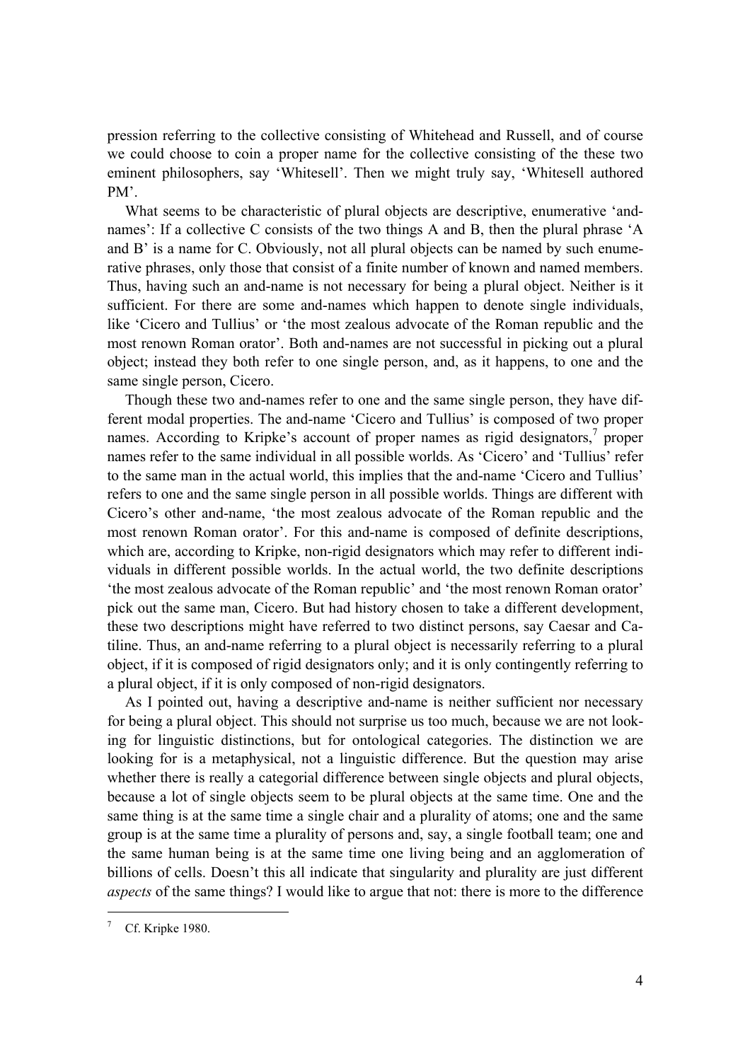pression referring to the collective consisting of Whitehead and Russell, and of course we could choose to coin a proper name for the collective consisting of the these two eminent philosophers, say 'Whitesell'. Then we might truly say, 'Whitesell authored PM'.

What seems to be characteristic of plural objects are descriptive, enumerative 'and-names': If a collective C consists of the two things A and B, then the plural phrase 'A and B' is a name for C. Obviously, not all plural objects can be named by such enumerative phrases, only those that consist of a finite number of known and named members. Thus, having such an and-name is not necessary for being a plural object. Neither is it sufficient. For there are some and-names which happen to denote single individuals, like 'Cicero and Tullius' or 'the most zealous advocate of the Roman republic and the most renown Roman orator'. Both and-names are not successful in picking out a plural object; instead they both refer to one single person, and, as it happens, to one and the same single person, Cicero.

Though these two and-names refer to one and the same single person, they have different modal properties. The and-name 'Cicero and Tullius' is composed of two proper names. According to Kripke's account of proper names as rigid designators,[7] proper names refer to the same individual in all possible worlds. As 'Cicero' and 'Tullius' refer to the same man in the actual world, this implies that the and-name 'Cicero and Tullius' refers to one and the same single person in all possible worlds. Things are different with Cicero's other and-name, 'the most zealous advocate of the Roman republic and the most renown Roman orator'. For this and-name is composed of definite descriptions, which are, according to Kripke, non-rigid designators which may refer to different individuals in different possible worlds. In the actual world, the two definite descriptions 'the most zealous advocate of the Roman republic' and 'the most renown Roman orator' pick out the same man, Cicero. But had history chosen to take a different development, these two descriptions might have referred to two distinct persons, say Caesar and Catiline. Thus, an and-name referring to a plural object is necessarily referring to a plural object, if it is composed of rigid designators only; and it is only contingently referring to a plural object, if it is only composed of non-rigid designators.

As I pointed out, having a descriptive and-name is neither sufficient nor necessary for being a plural object. This should not surprise us too much, because we are not looking for linguistic distinctions, but for ontological categories. The distinction we are looking for is a metaphysical, not a linguistic difference. But the question may arise whether there is really a categorial difference between single objects and plural objects, because a lot of single objects seem to be plural objects at the same time. One and the same thing is at the same time a single chair and a plurality of atoms; one and the same group is at the same time a plurality of persons and, say, a single football team; one and the same human being is at the same time one living being and an agglomeration of billions of cells. Doesn't this all indicate that singularity and plurality are just different *aspects* of the same things? I would like to argue that not: there is more to the difference

[7] Cf. Kripke 1980.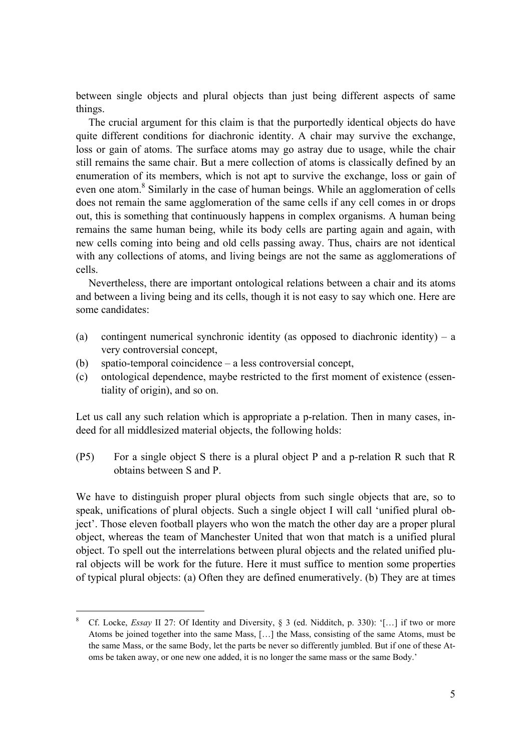between single objects and plural objects than just being different aspects of same things.

The crucial argument for this claim is that the purportedly identical objects do have quite different conditions for diachronic identity. A chair may survive the exchange, loss or gain of atoms. The surface atoms may go astray due to usage, while the chair still remains the same chair. But a mere collection of atoms is classically defined by an enumeration of its members, which is not apt to survive the exchange, loss or gain of even one atom.[8] Similarly in the case of human beings. While an agglomeration of cells does not remain the same agglomeration of the same cells if any cell comes in or drops out, this is something that continuously happens in complex organisms. A human being remains the same human being, while its body cells are parting again and again, with new cells coming into being and old cells passing away. Thus, chairs are not identical with any collections of atoms, and living beings are not the same as agglomerations of cells.

Nevertheless, there are important ontological relations between a chair and its atoms and between a living being and its cells, though it is not easy to say which one. Here are some candidates:

(a) contingent numerical synchronic identity (as opposed to diachronic identity) – a very controversial concept,

(b) spatio-temporal coincidence – a less controversial concept,

(c) ontological dependence, maybe restricted to the first moment of existence (essentiality of origin), and so on.

Let us call any such relation which is appropriate a p-relation. Then in many cases, indeed for all middlesized material objects, the following holds:

(P5) For a single object S there is a plural object P and a p-relation R such that R obtains between S and P.

We have to distinguish proper plural objects from such single objects that are, so to speak, unifications of plural objects. Such a single object I will call 'unified plural object'. Those eleven football players who won the match the other day are a proper plural object, whereas the team of Manchester United that won that match is a unified plural object. To spell out the interrelations between plural objects and the related unified plural objects will be work for the future. Here it must suffice to mention some properties of typical plural objects: (a) Often they are defined enumeratively. (b) They are at times

---

[8] Cf. Locke, *Essay* II 27: Of Identity and Diversity, § 3 (ed. Nidditch, p. 330): '[…] if two or more Atoms be joined together into the same Mass, […] the Mass, consisting of the same Atoms, must be the same Mass, or the same Body, let the parts be never so differently jumbled. But if one of these Atoms be taken away, or one new one added, it is no longer the same mass or the same Body.'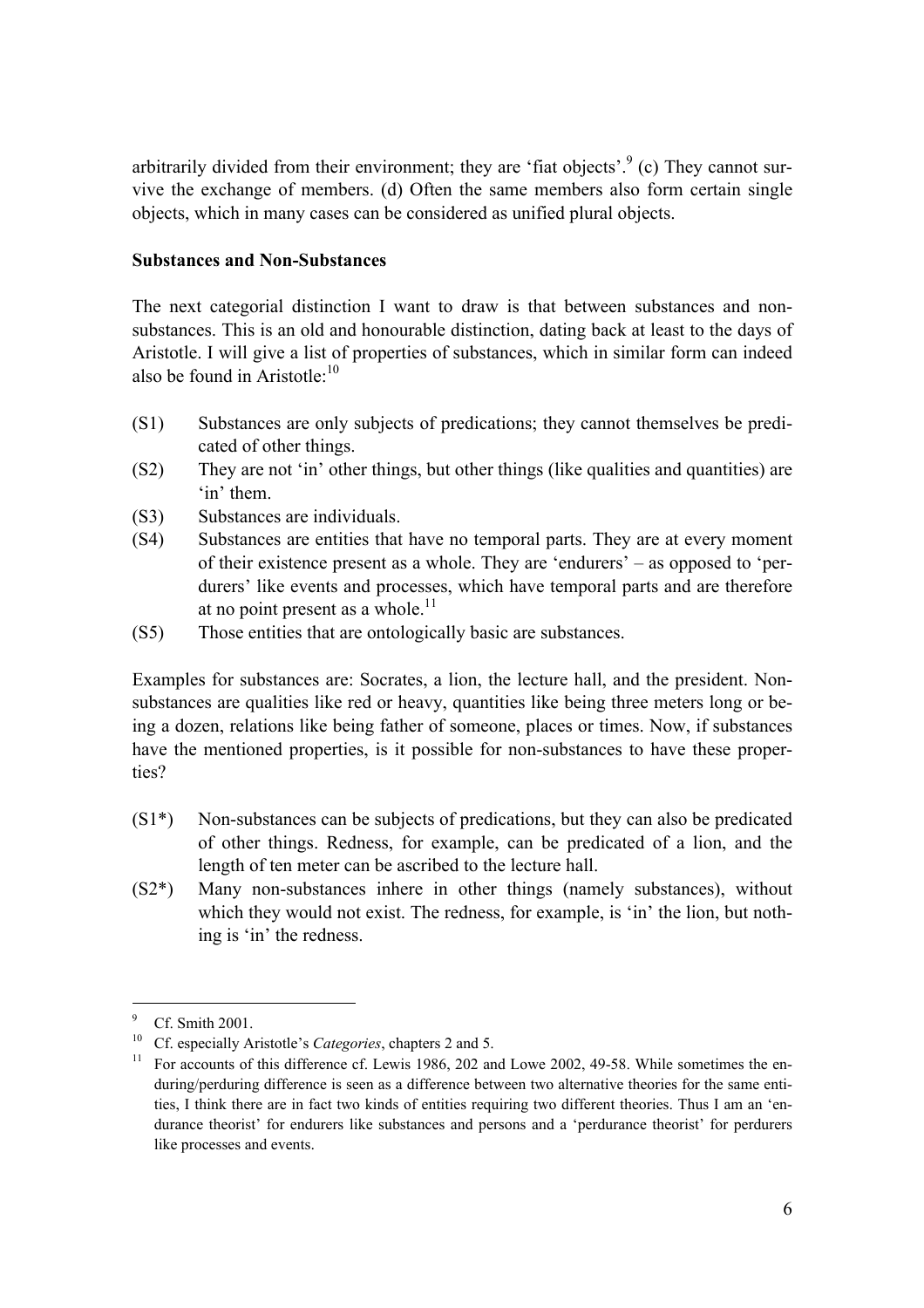arbitrarily divided from their environment; they are 'fiat objects'.[9] (c) They cannot survive the exchange of members. (d) Often the same members also form certain single objects, which in many cases can be considered as unified plural objects.

**Substances and Non-Substances**

The next categorial distinction I want to draw is that between substances and non-substances. This is an old and honourable distinction, dating back at least to the days of Aristotle. I will give a list of properties of substances, which in similar form can indeed also be found in Aristotle:[10]

(S1) Substances are only subjects of predications; they cannot themselves be predicated of other things.

(S2) They are not 'in' other things, but other things (like qualities and quantities) are 'in' them.

(S3) Substances are individuals.

(S4) Substances are entities that have no temporal parts. They are at every moment of their existence present as a whole. They are 'endurers' – as opposed to 'perdurers' like events and processes, which have temporal parts and are therefore at no point present as a whole.[11]

(S5) Those entities that are ontologically basic are substances.

Examples for substances are: Socrates, a lion, the lecture hall, and the president. Non-substances are qualities like red or heavy, quantities like being three meters long or being a dozen, relations like being father of someone, places or times. Now, if substances have the mentioned properties, is it possible for non-substances to have these properties?

(S1*) Non-substances can be subjects of predications, but they can also be predicated of other things. Redness, for example, can be predicated of a lion, and the length of ten meter can be ascribed to the lecture hall.

(S2*) Many non-substances inhere in other things (namely substances), without which they would not exist. The redness, for example, is 'in' the lion, but nothing is 'in' the redness.

---

[9] Cf. Smith 2001.

[10] Cf. especially Aristotle's *Categories*, chapters 2 and 5.

[11] For accounts of this difference cf. Lewis 1986, 202 and Lowe 2002, 49-58. While sometimes the enduring/perduring difference is seen as a difference between two alternative theories for the same entities, I think there are in fact two kinds of entities requiring two different theories. Thus I am an 'endurance theorist' for endurers like substances and persons and a 'perdurance theorist' for perdurers like processes and events.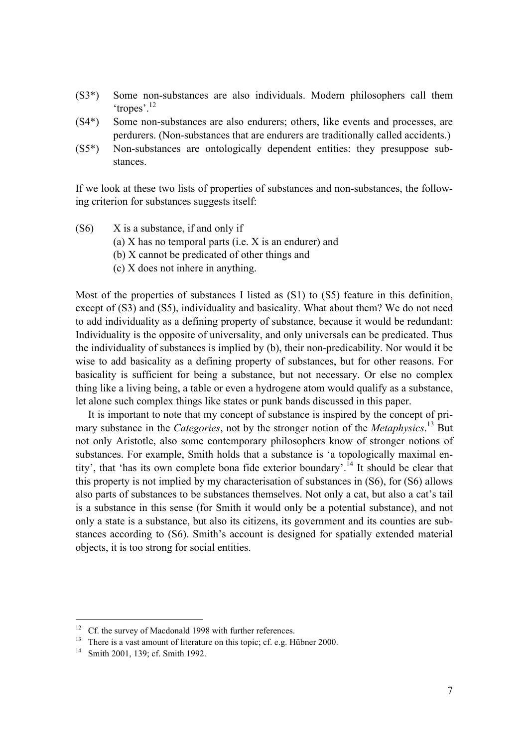(S3*) Some non-substances are also individuals. Modern philosophers call them 'tropes'.[12]

(S4*) Some non-substances are also endurers; others, like events and processes, are perdurers. (Non-substances that are endurers are traditionally called accidents.)

(S5*) Non-substances are ontologically dependent entities: they presuppose substances.

If we look at these two lists of properties of substances and non-substances, the following criterion for substances suggests itself:

(S6) X is a substance, if and only if
(a) X has no temporal parts (i.e. X is an endurer) and
(b) X cannot be predicated of other things and
(c) X does not inhere in anything.

Most of the properties of substances I listed as (S1) to (S5) feature in this definition, except of (S3) and (S5), individuality and basicality. What about them? We do not need to add individuality as a defining property of substance, because it would be redundant: Individuality is the opposite of universality, and only universals can be predicated. Thus the individuality of substances is implied by (b), their non-predicability. Nor would it be wise to add basicality as a defining property of substances, but for other reasons. For basicality is sufficient for being a substance, but not necessary. Or else no complex thing like a living being, a table or even a hydrogene atom would qualify as a substance, let alone such complex things like states or punk bands discussed in this paper.

It is important to note that my concept of substance is inspired by the concept of primary substance in the *Categories*, not by the stronger notion of the *Metaphysics*.[13] But not only Aristotle, also some contemporary philosophers know of stronger notions of substances. For example, Smith holds that a substance is 'a topologically maximal entity', that 'has its own complete bona fide exterior boundary'.[14] It should be clear that this property is not implied by my characterisation of substances in (S6), for (S6) allows also parts of substances to be substances themselves. Not only a cat, but also a cat's tail is a substance in this sense (for Smith it would only be a potential substance), and not only a state is a substance, but also its citizens, its government and its counties are substances according to (S6). Smith's account is designed for spatially extended material objects, it is too strong for social entities.

---

[12] Cf. the survey of Macdonald 1998 with further references.

[13] There is a vast amount of literature on this topic; cf. e.g. Hübner 2000.

[14] Smith 2001, 139; cf. Smith 1992.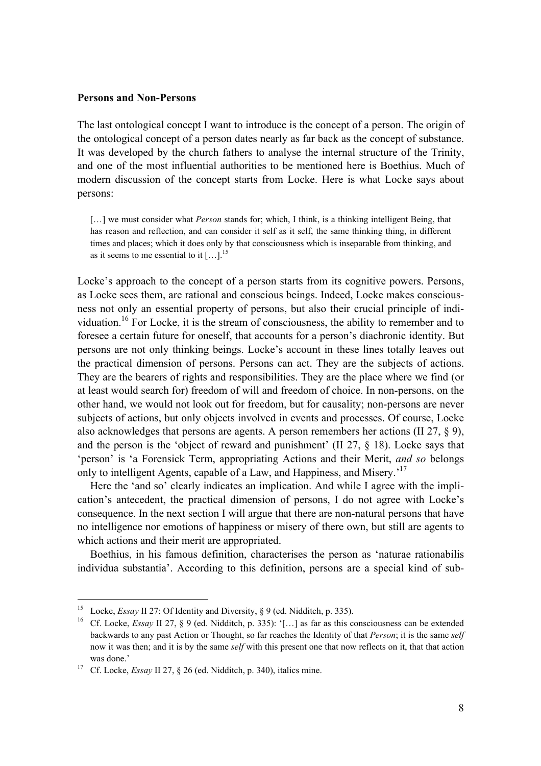**Persons and Non-Persons**

The last ontological concept I want to introduce is the concept of a person. The origin of the ontological concept of a person dates nearly as far back as the concept of substance. It was developed by the church fathers to analyse the internal structure of the Trinity, and one of the most influential authorities to be mentioned here is Boethius. Much of modern discussion of the concept starts from Locke. Here is what Locke says about persons:

> […] we must consider what *Person* stands for; which, I think, is a thinking intelligent Being, that has reason and reflection, and can consider it self as it self, the same thinking thing, in different times and places; which it does only by that consciousness which is inseparable from thinking, and as it seems to me essential to it […].[15]

Locke's approach to the concept of a person starts from its cognitive powers. Persons, as Locke sees them, are rational and conscious beings. Indeed, Locke makes consciousness not only an essential property of persons, but also their crucial principle of individuation.[16] For Locke, it is the stream of consciousness, the ability to remember and to foresee a certain future for oneself, that accounts for a person's diachronic identity. But persons are not only thinking beings. Locke's account in these lines totally leaves out the practical dimension of persons. Persons can act. They are the subjects of actions. They are the bearers of rights and responsibilities. They are the place where we find (or at least would search for) freedom of will and freedom of choice. In non-persons, on the other hand, we would not look out for freedom, but for causality; non-persons are never subjects of actions, but only objects involved in events and processes. Of course, Locke also acknowledges that persons are agents. A person remembers her actions (II 27, § 9), and the person is the 'object of reward and punishment' (II 27, § 18). Locke says that 'person' is 'a Forensick Term, appropriating Actions and their Merit, *and so* belongs only to intelligent Agents, capable of a Law, and Happiness, and Misery.'[17]

Here the 'and so' clearly indicates an implication. And while I agree with the implication's antecedent, the practical dimension of persons, I do not agree with Locke's consequence. In the next section I will argue that there are non-natural persons that have no intelligence nor emotions of happiness or misery of there own, but still are agents to which actions and their merit are appropriated.

Boethius, in his famous definition, characterises the person as 'naturae rationabilis individua substantia'. According to this definition, persons are a special kind of sub-

---

[15] Locke, *Essay* II 27: Of Identity and Diversity, § 9 (ed. Nidditch, p. 335).

[16] Cf. Locke, *Essay* II 27, § 9 (ed. Nidditch, p. 335): '[…] as far as this consciousness can be extended backwards to any past Action or Thought, so far reaches the Identity of that *Person*; it is the same *self* now it was then; and it is by the same *self* with this present one that now reflects on it, that that action was done.'

[17] Cf. Locke, *Essay* II 27, § 26 (ed. Nidditch, p. 340), italics mine.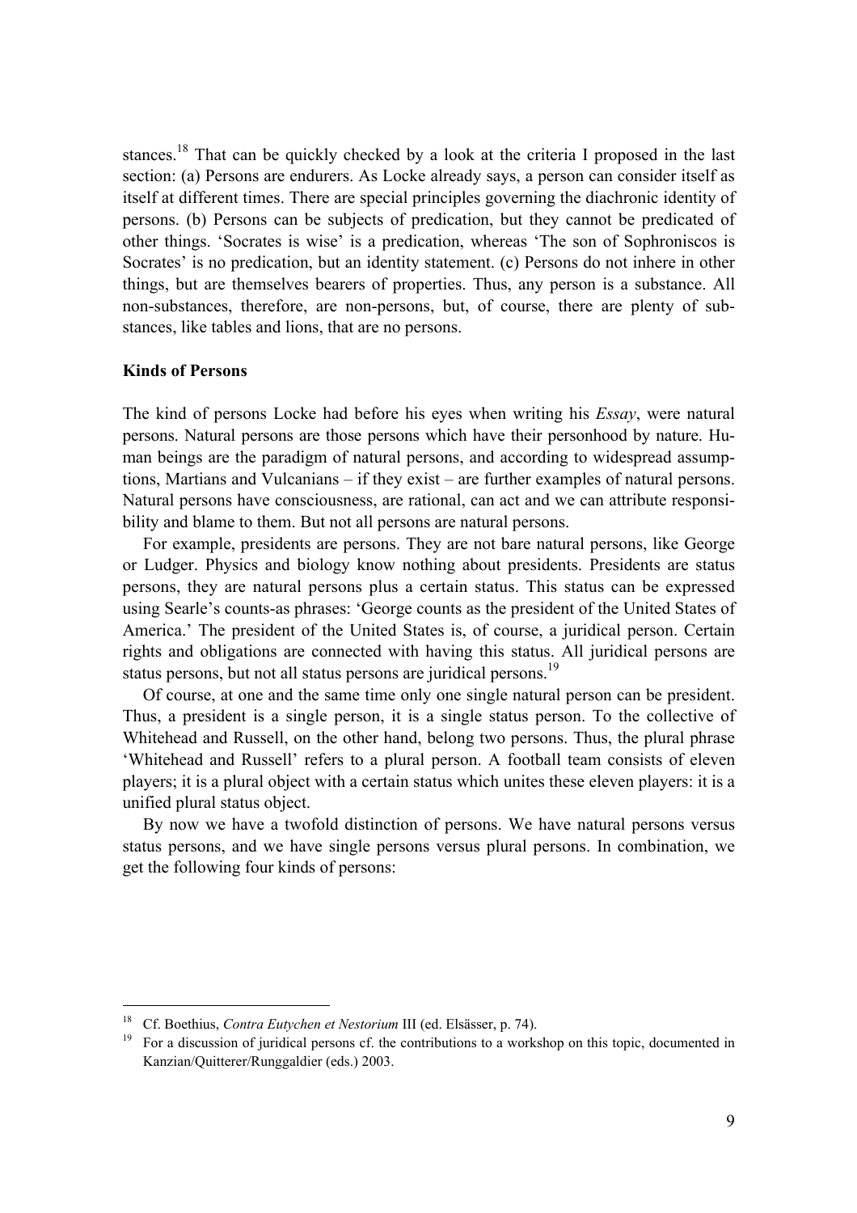stances.[18] That can be quickly checked by a look at the criteria I proposed in the last section: (a) Persons are endurers. As Locke already says, a person can consider itself as itself at different times. There are special principles governing the diachronic identity of persons. (b) Persons can be subjects of predication, but they cannot be predicated of other things. 'Socrates is wise' is a predication, whereas 'The son of Sophroniscos is Socrates' is no predication, but an identity statement. (c) Persons do not inhere in other things, but are themselves bearers of properties. Thus, any person is a substance. All non-substances, therefore, are non-persons, but, of course, there are plenty of substances, like tables and lions, that are no persons.

### Kinds of Persons

The kind of persons Locke had before his eyes when writing his *Essay*, were natural persons. Natural persons are those persons which have their personhood by nature. Human beings are the paradigm of natural persons, and according to widespread assumptions, Martians and Vulcanians – if they exist – are further examples of natural persons. Natural persons have consciousness, are rational, can act and we can attribute responsibility and blame to them. But not all persons are natural persons.

For example, presidents are persons. They are not bare natural persons, like George or Ludger. Physics and biology know nothing about presidents. Presidents are status persons, they are natural persons plus a certain status. This status can be expressed using Searle's counts-as phrases: 'George counts as the president of the United States of America.' The president of the United States is, of course, a juridical person. Certain rights and obligations are connected with having this status. All juridical persons are status persons, but not all status persons are juridical persons.[19]

Of course, at one and the same time only one single natural person can be president. Thus, a president is a single person, it is a single status person. To the collective of Whitehead and Russell, on the other hand, belong two persons. Thus, the plural phrase 'Whitehead and Russell' refers to a plural person. A football team consists of eleven players; it is a plural object with a certain status which unites these eleven players: it is a unified plural status object.

By now we have a twofold distinction of persons. We have natural persons versus status persons, and we have single persons versus plural persons. In combination, we get the following four kinds of persons:

---

[18] Cf. Boethius, *Contra Eutychen et Nestorium* III (ed. Elsässer, p. 74).

[19] For a discussion of juridical persons cf. the contributions to a workshop on this topic, documented in Kanzian/Quitterer/Runggaldier (eds.) 2003.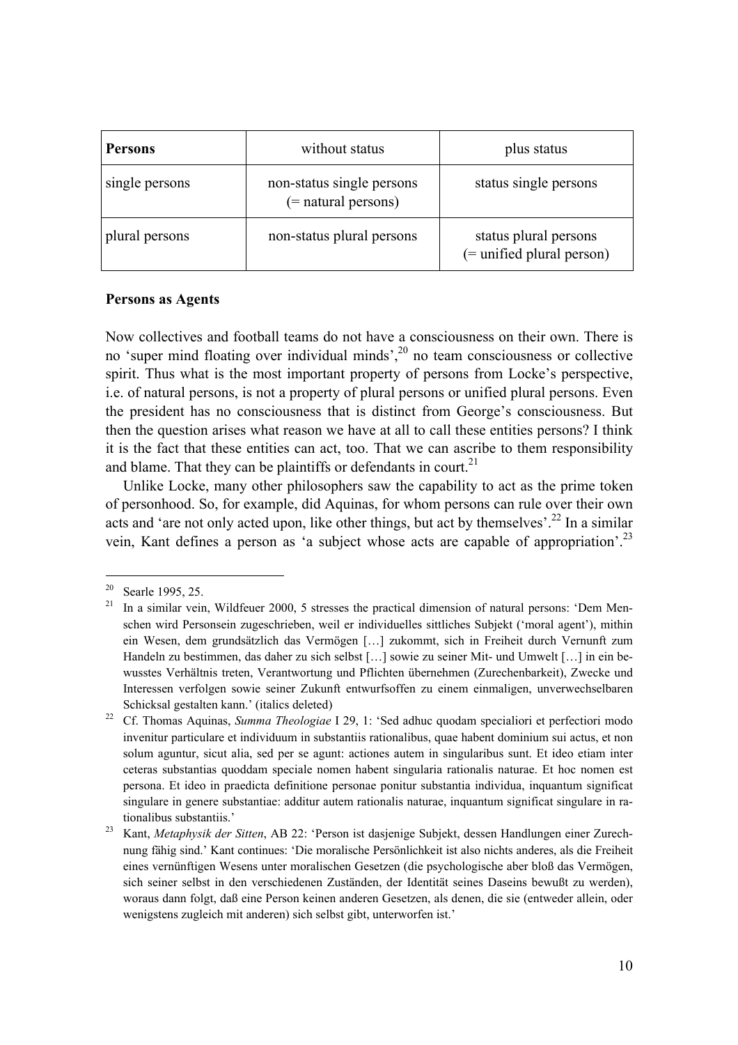| **Persons** | without status | plus status |
|---|---|---|
| single persons | non-status single persons (= natural persons) | status single persons |
| plural persons | non-status plural persons | status plural persons (= unified plural person) |

**Persons as Agents**

Now collectives and football teams do not have a consciousness on their own. There is no 'super mind floating over individual minds',[20] no team consciousness or collective spirit. Thus what is the most important property of persons from Locke's perspective, i.e. of natural persons, is not a property of plural persons or unified plural persons. Even the president has no consciousness that is distinct from George's consciousness. But then the question arises what reason we have at all to call these entities persons? I think it is the fact that these entities can act, too. That we can ascribe to them responsibility and blame. That they can be plaintiffs or defendants in court.[21]

Unlike Locke, many other philosophers saw the capability to act as the prime token of personhood. So, for example, did Aquinas, for whom persons can rule over their own acts and 'are not only acted upon, like other things, but act by themselves'.[22] In a similar vein, Kant defines a person as 'a subject whose acts are capable of appropriation'.[23]

---

[20] Searle 1995, 25.

[21] In a similar vein, Wildfeuer 2000, 5 stresses the practical dimension of natural persons: 'Dem Menschen wird Personsein zugeschrieben, weil er individuelles sittliches Subjekt ('moral agent'), mithin ein Wesen, dem grundsätzlich das Vermögen […] zukommt, sich in Freiheit durch Vernunft zum Handeln zu bestimmen, das daher zu sich selbst […] sowie zu seiner Mit- und Umwelt […] in ein bewusstes Verhältnis treten, Verantwortung und Pflichten übernehmen (Zurechenbarkeit), Zwecke und Interessen verfolgen sowie seiner Zukunft entwurfsoffen zu einem einmaligen, unverwechselbaren Schicksal gestalten kann.' (italics deleted)

[22] Cf. Thomas Aquinas, *Summa Theologiae* I 29, 1: 'Sed adhuc quodam specialiori et perfectiori modo invenitur particulare et individuum in substantiis rationalibus, quae habent dominium sui actus, et non solum aguntur, sicut alia, sed per se agunt: actiones autem in singularibus sunt. Et ideo etiam inter ceteras substantias quoddam speciale nomen habent singularia rationalis naturae. Et hoc nomen est persona. Et ideo in praedicta definitione personae ponitur substantia individua, inquantum significat singulare in genere substantiae: additur autem rationalis naturae, inquantum significat singulare in rationalibus substantiis.'

[23] Kant, *Metaphysik der Sitten*, AB 22: 'Person ist dasjenige Subjekt, dessen Handlungen einer Zurechnung fähig sind.' Kant continues: 'Die moralische Persönlichkeit ist also nichts anderes, als die Freiheit eines vernünftigen Wesens unter moralischen Gesetzen (die psychologische aber bloß das Vermögen, sich seiner selbst in den verschiedenen Zuständen, der Identität seines Daseins bewußt zu werden), woraus dann folgt, daß eine Person keinen anderen Gesetzen, als denen, die sie (entweder allein, oder wenigstens zugleich mit anderen) sich selbst gibt, unterworfen ist.'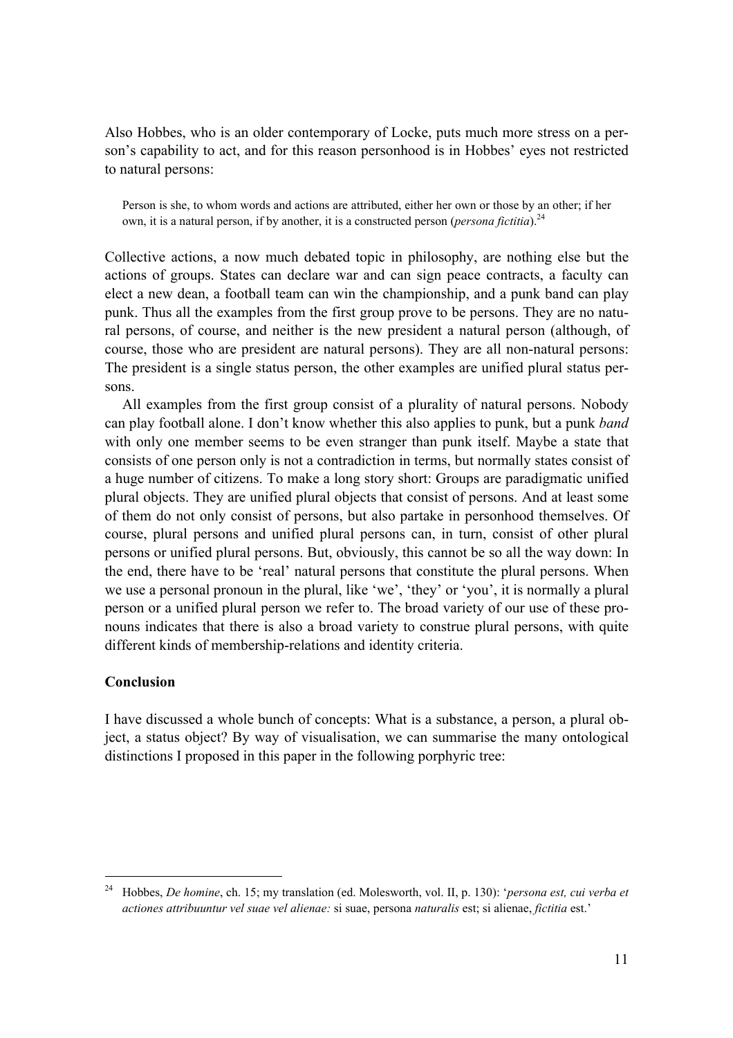Also Hobbes, who is an older contemporary of Locke, puts much more stress on a person's capability to act, and for this reason personhood is in Hobbes' eyes not restricted to natural persons:

> Person is she, to whom words and actions are attributed, either her own or those by an other; if her own, it is a natural person, if by another, it is a constructed person (*persona fictitia*).[24]

Collective actions, a now much debated topic in philosophy, are nothing else but the actions of groups. States can declare war and can sign peace contracts, a faculty can elect a new dean, a football team can win the championship, and a punk band can play punk. Thus all the examples from the first group prove to be persons. They are no natural persons, of course, and neither is the new president a natural person (although, of course, those who are president are natural persons). They are all non-natural persons: The president is a single status person, the other examples are unified plural status persons.

All examples from the first group consist of a plurality of natural persons. Nobody can play football alone. I don't know whether this also applies to punk, but a punk *band* with only one member seems to be even stranger than punk itself. Maybe a state that consists of one person only is not a contradiction in terms, but normally states consist of a huge number of citizens. To make a long story short: Groups are paradigmatic unified plural objects. They are unified plural objects that consist of persons. And at least some of them do not only consist of persons, but also partake in personhood themselves. Of course, plural persons and unified plural persons can, in turn, consist of other plural persons or unified plural persons. But, obviously, this cannot be so all the way down: In the end, there have to be 'real' natural persons that constitute the plural persons. When we use a personal pronoun in the plural, like 'we', 'they' or 'you', it is normally a plural person or a unified plural person we refer to. The broad variety of our use of these pronouns indicates that there is also a broad variety to construe plural persons, with quite different kinds of membership-relations and identity criteria.

**Conclusion**

I have discussed a whole bunch of concepts: What is a substance, a person, a plural object, a status object? By way of visualisation, we can summarise the many ontological distinctions I proposed in this paper in the following porphyric tree:

---

[24] Hobbes, *De homine*, ch. 15; my translation (ed. Molesworth, vol. II, p. 130): '*persona est, cui verba et actiones attribuuntur vel suae vel alienae:* si suae, persona *naturalis* est; si alienae, *fictitia* est.'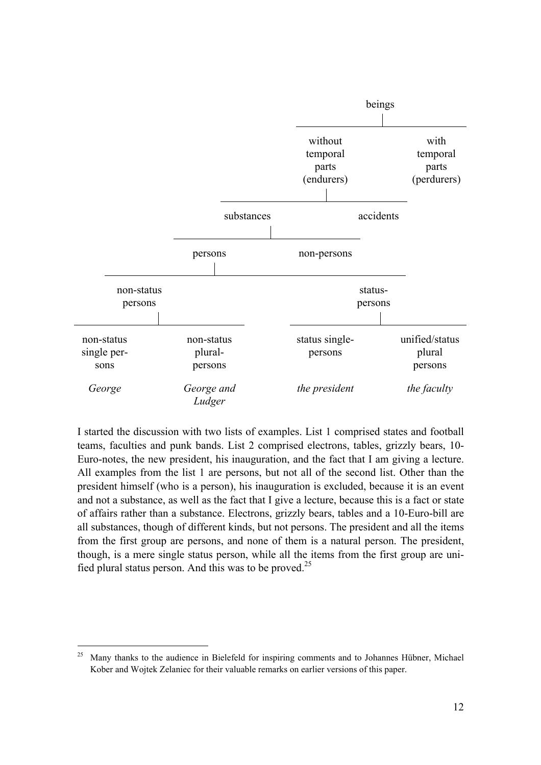beings

- without temporal parts (endurers)
  - substances
    - persons
      - non-status persons
        - non-status single persons — *George*
        - non-status plural-persons — *George and Ludger*
      - status-persons
        - status single-persons — *the president*
        - unified/status plural persons — *the faculty*
    - non-persons
  - accidents
- with temporal parts (perdurers)

I started the discussion with two lists of examples. List 1 comprised states and football teams, faculties and punk bands. List 2 comprised electrons, tables, grizzly bears, 10-Euro-notes, the new president, his inauguration, and the fact that I am giving a lecture. All examples from the list 1 are persons, but not all of the second list. Other than the president himself (who is a person), his inauguration is excluded, because it is an event and not a substance, as well as the fact that I give a lecture, because this is a fact or state of affairs rather than a substance. Electrons, grizzly bears, tables and a 10-Euro-bill are all substances, though of different kinds, but not persons. The president and all the items from the first group are persons, and none of them is a natural person. The president, though, is a mere single status person, while all the items from the first group are unified plural status person. And this was to be proved.[25]

[25] Many thanks to the audience in Bielefeld for inspiring comments and to Johannes Hübner, Michael Kober and Wojtek Zelaniec for their valuable remarks on earlier versions of this paper.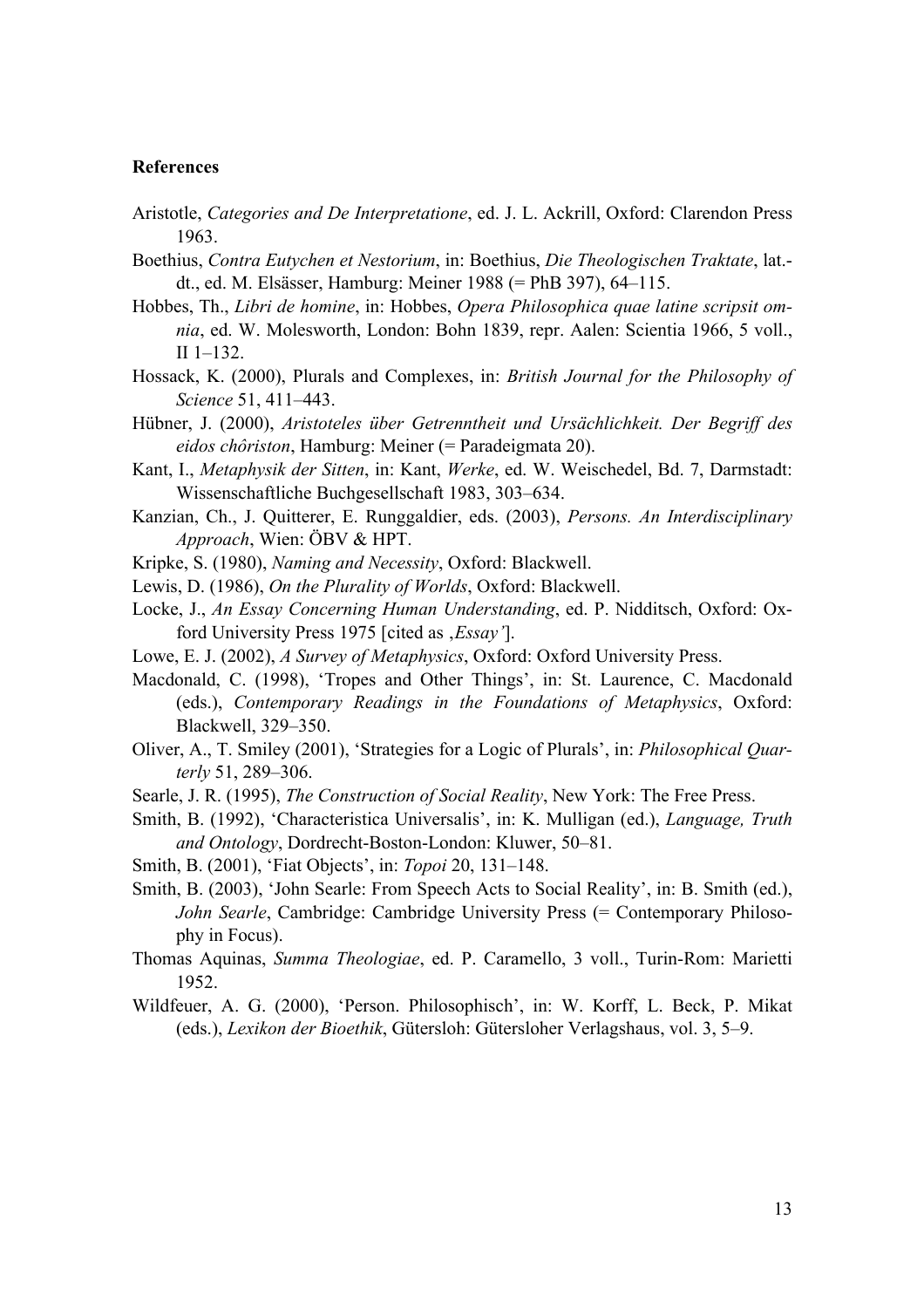**References**

Aristotle, *Categories and De Interpretatione*, ed. J. L. Ackrill, Oxford: Clarendon Press 1963.

Boethius, *Contra Eutychen et Nestorium*, in: Boethius, *Die Theologischen Traktate*, lat.-dt., ed. M. Elsässer, Hamburg: Meiner 1988 (= PhB 397), 64–115.

Hobbes, Th., *Libri de homine*, in: Hobbes, *Opera Philosophica quae latine scripsit omnia*, ed. W. Molesworth, London: Bohn 1839, repr. Aalen: Scientia 1966, 5 voll., II 1–132.

Hossack, K. (2000), Plurals and Complexes, in: *British Journal for the Philosophy of Science* 51, 411–443.

Hübner, J. (2000), *Aristoteles über Getrenntheit und Ursächlichkeit. Der Begriff des eidos chôriston*, Hamburg: Meiner (= Paradeigmata 20).

Kant, I., *Metaphysik der Sitten*, in: Kant, *Werke*, ed. W. Weischedel, Bd. 7, Darmstadt: Wissenschaftliche Buchgesellschaft 1983, 303–634.

Kanzian, Ch., J. Quitterer, E. Runggaldier, eds. (2003), *Persons. An Interdisciplinary Approach*, Wien: ÖBV & HPT.

Kripke, S. (1980), *Naming and Necessity*, Oxford: Blackwell.

Lewis, D. (1986), *On the Plurality of Worlds*, Oxford: Blackwell.

Locke, J., *An Essay Concerning Human Understanding*, ed. P. Nidditsch, Oxford: Oxford University Press 1975 [cited as ‚*Essay'*].

Lowe, E. J. (2002), *A Survey of Metaphysics*, Oxford: Oxford University Press.

Macdonald, C. (1998), 'Tropes and Other Things', in: St. Laurence, C. Macdonald (eds.), *Contemporary Readings in the Foundations of Metaphysics*, Oxford: Blackwell, 329–350.

Oliver, A., T. Smiley (2001), 'Strategies for a Logic of Plurals', in: *Philosophical Quarterly* 51, 289–306.

Searle, J. R. (1995), *The Construction of Social Reality*, New York: The Free Press.

Smith, B. (1992), 'Characteristica Universalis', in: K. Mulligan (ed.), *Language, Truth and Ontology*, Dordrecht-Boston-London: Kluwer, 50–81.

Smith, B. (2001), 'Fiat Objects', in: *Topoi* 20, 131–148.

Smith, B. (2003), 'John Searle: From Speech Acts to Social Reality', in: B. Smith (ed.), *John Searle*, Cambridge: Cambridge University Press (= Contemporary Philosophy in Focus).

Thomas Aquinas, *Summa Theologiae*, ed. P. Caramello, 3 voll., Turin-Rom: Marietti 1952.

Wildfeuer, A. G. (2000), 'Person. Philosophisch', in: W. Korff, L. Beck, P. Mikat (eds.), *Lexikon der Bioethik*, Gütersloh: Gütersloher Verlagshaus, vol. 3, 5–9.